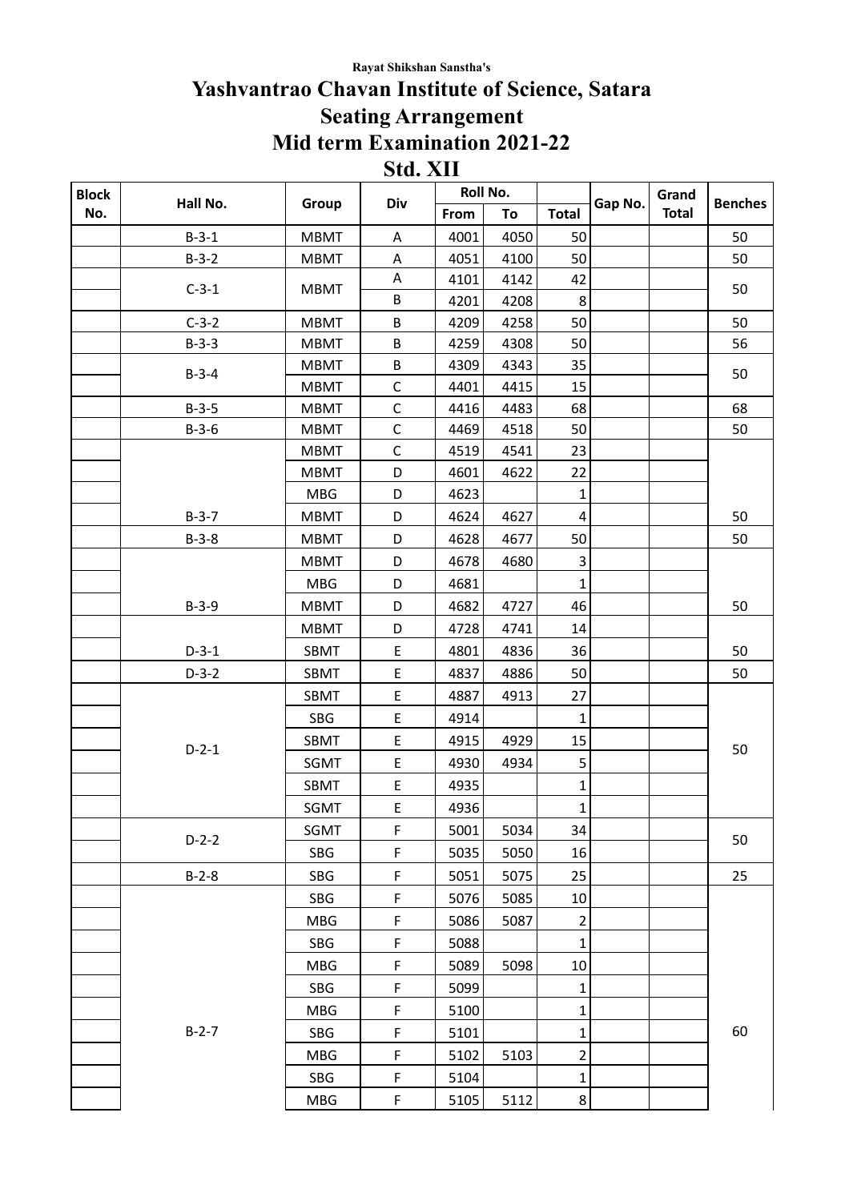Rayat Shikshan Sanstha's

# Yashvantrao Chavan Institute of Science, Satara

## Seating Arrangement

## Mid term Examination 2021-22

## Std. XII

| Block No. | Hall No. | Group | Div | Roll No. | | Total | Gap No. | Grand Total | Benches |
|---|---|---|---|---|---|---|---|---|---|
| | | | | From | To | | | | |
| | B-3-1 | MBMT | A | 4001 | 4050 | 50 | | | 50 |
| | B-3-2 | MBMT | A | 4051 | 4100 | 50 | | | 50 |
| | C-3-1 | MBMT | A | 4101 | 4142 | 42 | | | 50 |
| | | | B | 4201 | 4208 | 8 | | | |
| | C-3-2 | MBMT | B | 4209 | 4258 | 50 | | | 50 |
| | B-3-3 | MBMT | B | 4259 | 4308 | 50 | | | 56 |
| | B-3-4 | MBMT | B | 4309 | 4343 | 35 | | | 50 |
| | | MBMT | C | 4401 | 4415 | 15 | | | |
| | B-3-5 | MBMT | C | 4416 | 4483 | 68 | | | 68 |
| | B-3-6 | MBMT | C | 4469 | 4518 | 50 | | | 50 |
| | | MBMT | C | 4519 | 4541 | 23 | | | |
| | | MBMT | D | 4601 | 4622 | 22 | | | |
| | | MBG | D | 4623 | | 1 | | | |
| | B-3-7 | MBMT | D | 4624 | 4627 | 4 | | | 50 |
| | B-3-8 | MBMT | D | 4628 | 4677 | 50 | | | 50 |
| | | MBMT | D | 4678 | 4680 | 3 | | | |
| | | MBG | D | 4681 | | 1 | | | |
| | B-3-9 | MBMT | D | 4682 | 4727 | 46 | | | 50 |
| | | MBMT | D | 4728 | 4741 | 14 | | | |
| | D-3-1 | SBMT | E | 4801 | 4836 | 36 | | | 50 |
| | D-3-2 | SBMT | E | 4837 | 4886 | 50 | | | 50 |
| | D-2-1 | SBMT | E | 4887 | 4913 | 27 | | | 50 |
| | | SBG | E | 4914 | | 1 | | | |
| | | SBMT | E | 4915 | 4929 | 15 | | | |
| | | SGMT | E | 4930 | 4934 | 5 | | | |
| | | SBMT | E | 4935 | | 1 | | | |
| | | SGMT | E | 4936 | | 1 | | | |
| | D-2-2 | SGMT | F | 5001 | 5034 | 34 | | | 50 |
| | | SBG | F | 5035 | 5050 | 16 | | | |
| | B-2-8 | SBG | F | 5051 | 5075 | 25 | | | 25 |
| | B-2-7 | SBG | F | 5076 | 5085 | 10 | | | 60 |
| | | MBG | F | 5086 | 5087 | 2 | | | |
| | | SBG | F | 5088 | | 1 | | | |
| | | MBG | F | 5089 | 5098 | 10 | | | |
| | | SBG | F | 5099 | | 1 | | | |
| | | MBG | F | 5100 | | 1 | | | |
| | | SBG | F | 5101 | | 1 | | | |
| | | MBG | F | 5102 | 5103 | 2 | | | |
| | | SBG | F | 5104 | | 1 | | | |
| | | MBG | F | 5105 | 5112 | 8 | | | |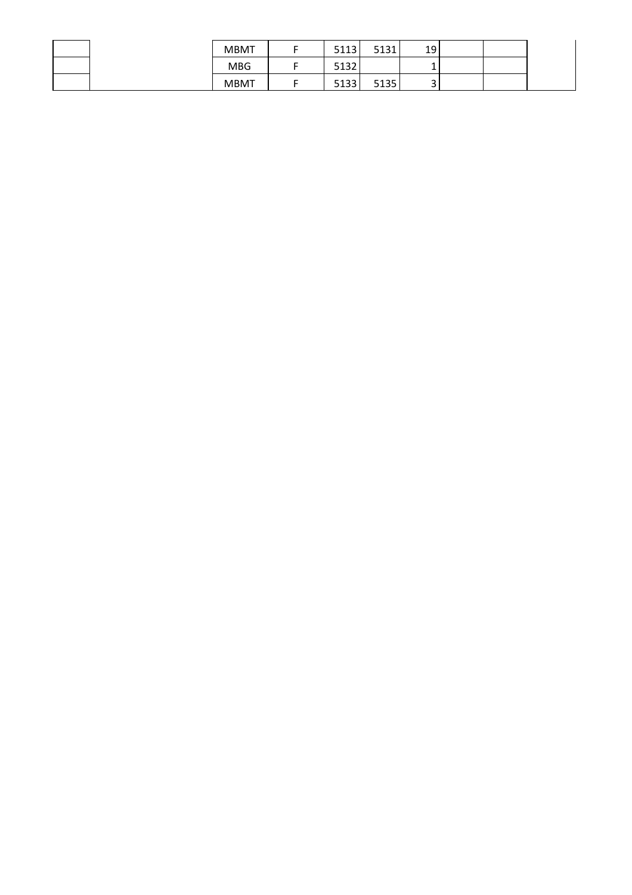| | | | | | | | | | |
|---|---|---|---|---|---|---|---|---|---|
| | | MBMT | F | 5113 | 5131 | 19 | | | |
| | | MBG | F | 5132 | | 1 | | | |
| | | MBMT | F | 5133 | 5135 | 3 | | | |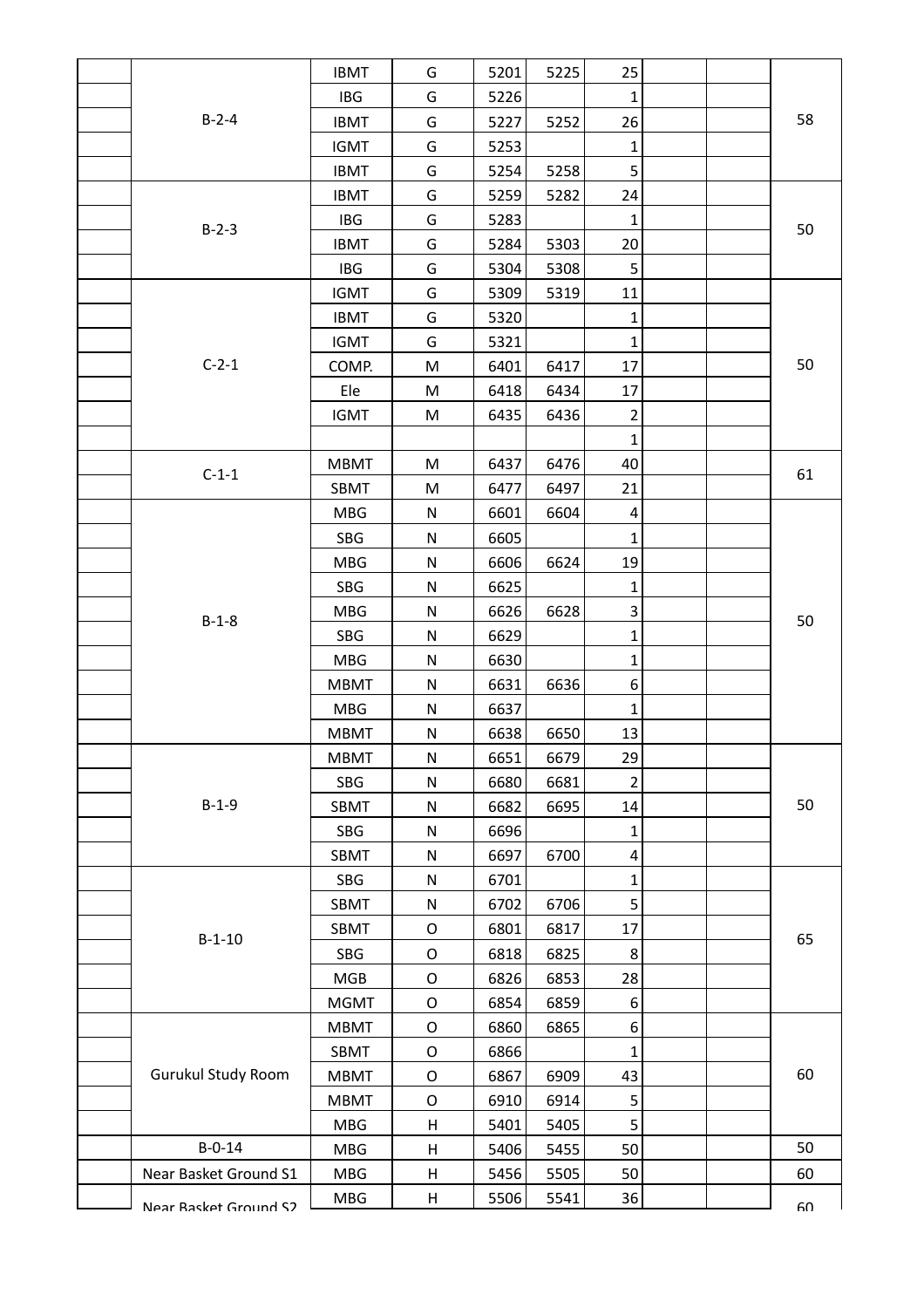| | | | | | | | | | |
|---|---|---|---|---|---|---|---|---|---|
| | B-2-4 | IBMT | G | 5201 | 5225 | 25 | | | 58 |
| | | IBG | G | 5226 | | 1 | | | |
| | | IBMT | G | 5227 | 5252 | 26 | | | |
| | | IGMT | G | 5253 | | 1 | | | |
| | | IBMT | G | 5254 | 5258 | 5 | | | |
| | B-2-3 | IBMT | G | 5259 | 5282 | 24 | | | 50 |
| | | IBG | G | 5283 | | 1 | | | |
| | | IBMT | G | 5284 | 5303 | 20 | | | |
| | | IBG | G | 5304 | 5308 | 5 | | | |
| | C-2-1 | IGMT | G | 5309 | 5319 | 11 | | | 50 |
| | | IBMT | G | 5320 | | 1 | | | |
| | | IGMT | G | 5321 | | 1 | | | |
| | | COMP. | M | 6401 | 6417 | 17 | | | |
| | | Ele | M | 6418 | 6434 | 17 | | | |
| | | IGMT | M | 6435 | 6436 | 2 | | | |
| | | | | | | 1 | | | |
| | C-1-1 | MBMT | M | 6437 | 6476 | 40 | | | 61 |
| | | SBMT | M | 6477 | 6497 | 21 | | | |
| | B-1-8 | MBG | N | 6601 | 6604 | 4 | | | 50 |
| | | SBG | N | 6605 | | 1 | | | |
| | | MBG | N | 6606 | 6624 | 19 | | | |
| | | SBG | N | 6625 | | 1 | | | |
| | | MBG | N | 6626 | 6628 | 3 | | | |
| | | SBG | N | 6629 | | 1 | | | |
| | | MBG | N | 6630 | | 1 | | | |
| | | MBMT | N | 6631 | 6636 | 6 | | | |
| | | MBG | N | 6637 | | 1 | | | |
| | | MBMT | N | 6638 | 6650 | 13 | | | |
| | B-1-9 | MBMT | N | 6651 | 6679 | 29 | | | 50 |
| | | SBG | N | 6680 | 6681 | 2 | | | |
| | | SBMT | N | 6682 | 6695 | 14 | | | |
| | | SBG | N | 6696 | | 1 | | | |
| | | SBMT | N | 6697 | 6700 | 4 | | | |
| | B-1-10 | SBG | N | 6701 | | 1 | | | 65 |
| | | SBMT | N | 6702 | 6706 | 5 | | | |
| | | SBMT | O | 6801 | 6817 | 17 | | | |
| | | SBG | O | 6818 | 6825 | 8 | | | |
| | | MGB | O | 6826 | 6853 | 28 | | | |
| | | MGMT | O | 6854 | 6859 | 6 | | | |
| | Gurukul Study Room | MBMT | O | 6860 | 6865 | 6 | | | 60 |
| | | SBMT | O | 6866 | | 1 | | | |
| | | MBMT | O | 6867 | 6909 | 43 | | | |
| | | MBMT | O | 6910 | 6914 | 5 | | | |
| | | MBG | H | 5401 | 5405 | 5 | | | |
| | B-0-14 | MBG | H | 5406 | 5455 | 50 | | | 50 |
| | Near Basket Ground S1 | MBG | H | 5456 | 5505 | 50 | | | 60 |
| | Near Basket Ground S2 | MBG | H | 5506 | 5541 | 36 | | | 60 |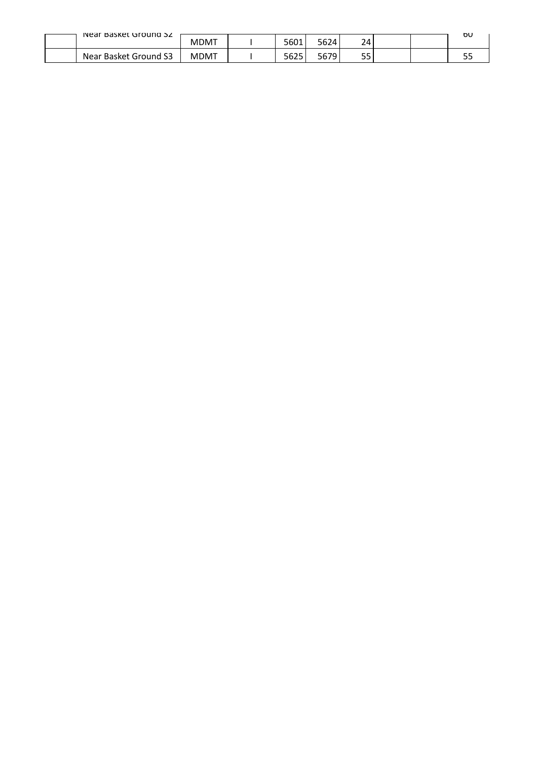| | | | | | | | | | |
|---|---|---|---|---|---|---|---|---|---|
| | Near Basket Ground S2 | MDMT | I | 5601 | 5624 | 24 | | | 60 |
| | Near Basket Ground S3 | MDMT | I | 5625 | 5679 | 55 | | | 55 |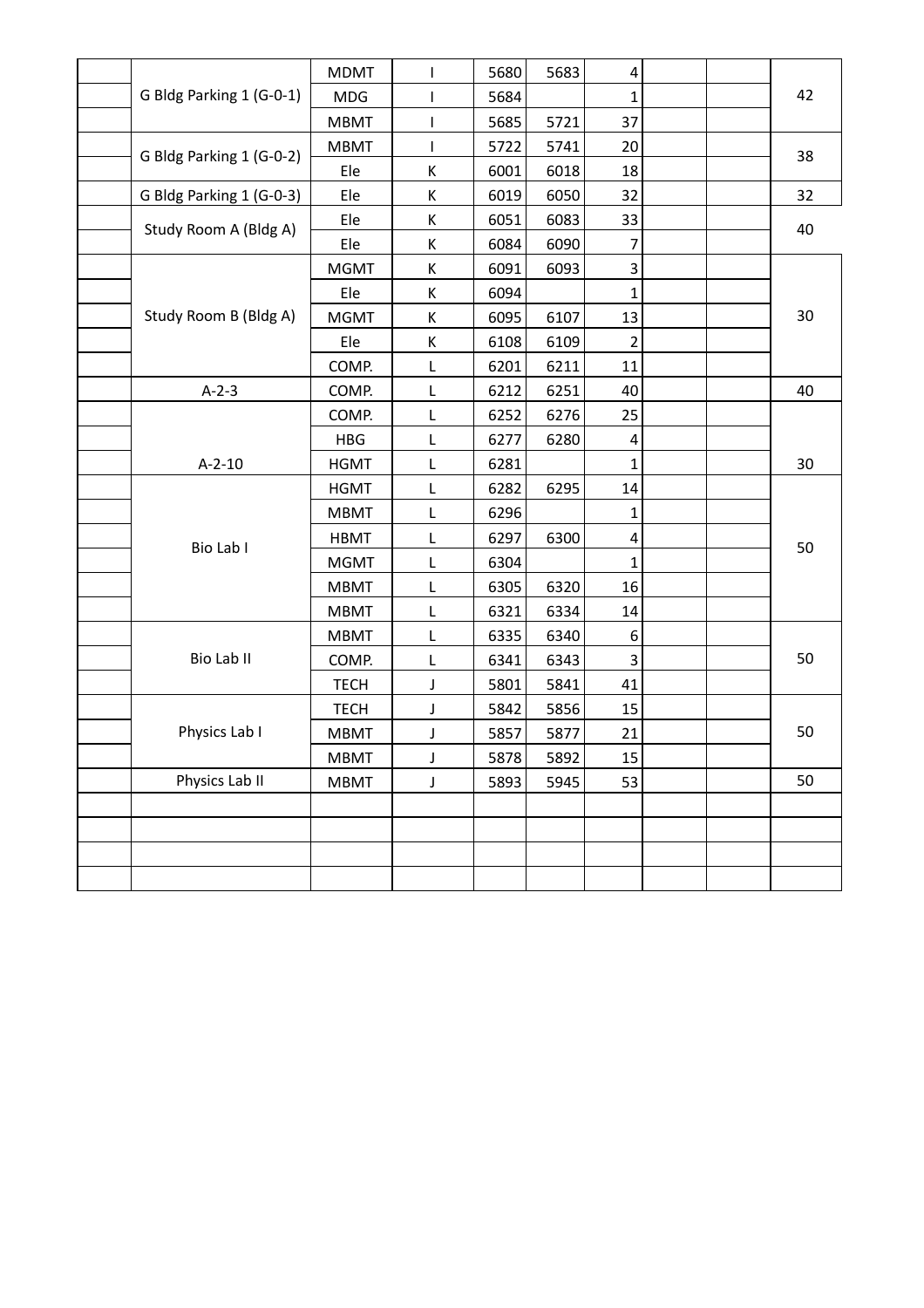| | | | | | | | | | |
|---|---|---|---|---|---|---|---|---|---|
| | G Bldg Parking 1 (G-0-1) | MDMT | I | 5680 | 5683 | 4 | | | 42 |
| | | MDG | I | 5684 | | 1 | | | |
| | | MBMT | I | 5685 | 5721 | 37 | | | |
| | G Bldg Parking 1 (G-0-2) | MBMT | I | 5722 | 5741 | 20 | | | 38 |
| | | Ele | K | 6001 | 6018 | 18 | | | |
| | G Bldg Parking 1 (G-0-3) | Ele | K | 6019 | 6050 | 32 | | | 32 |
| | Study Room A (Bldg A) | Ele | K | 6051 | 6083 | 33 | | | 40 |
| | | Ele | K | 6084 | 6090 | 7 | | | |
| | Study Room B (Bldg A) | MGMT | K | 6091 | 6093 | 3 | | | 30 |
| | | Ele | K | 6094 | | 1 | | | |
| | | MGMT | K | 6095 | 6107 | 13 | | | |
| | | Ele | K | 6108 | 6109 | 2 | | | |
| | | COMP. | L | 6201 | 6211 | 11 | | | |
| | A-2-3 | COMP. | L | 6212 | 6251 | 40 | | | 40 |
| | A-2-10 | COMP. | L | 6252 | 6276 | 25 | | | 30 |
| | | HBG | L | 6277 | 6280 | 4 | | | |
| | | HGMT | L | 6281 | | 1 | | | |
| | Bio Lab I | HGMT | L | 6282 | 6295 | 14 | | | 50 |
| | | MBMT | L | 6296 | | 1 | | | |
| | | HBMT | L | 6297 | 6300 | 4 | | | |
| | | MGMT | L | 6304 | | 1 | | | |
| | | MBMT | L | 6305 | 6320 | 16 | | | |
| | | MBMT | L | 6321 | 6334 | 14 | | | |
| | Bio Lab II | MBMT | L | 6335 | 6340 | 6 | | | 50 |
| | | COMP. | L | 6341 | 6343 | 3 | | | |
| | | TECH | J | 5801 | 5841 | 41 | | | |
| | Physics Lab I | TECH | J | 5842 | 5856 | 15 | | | 50 |
| | | MBMT | J | 5857 | 5877 | 21 | | | |
| | | MBMT | J | 5878 | 5892 | 15 | | | |
| | Physics Lab II | MBMT | J | 5893 | 5945 | 53 | | | 50 |
| | | | | | | | | | |
| | | | | | | | | | |
| | | | | | | | | | |
| | | | | | | | | | |